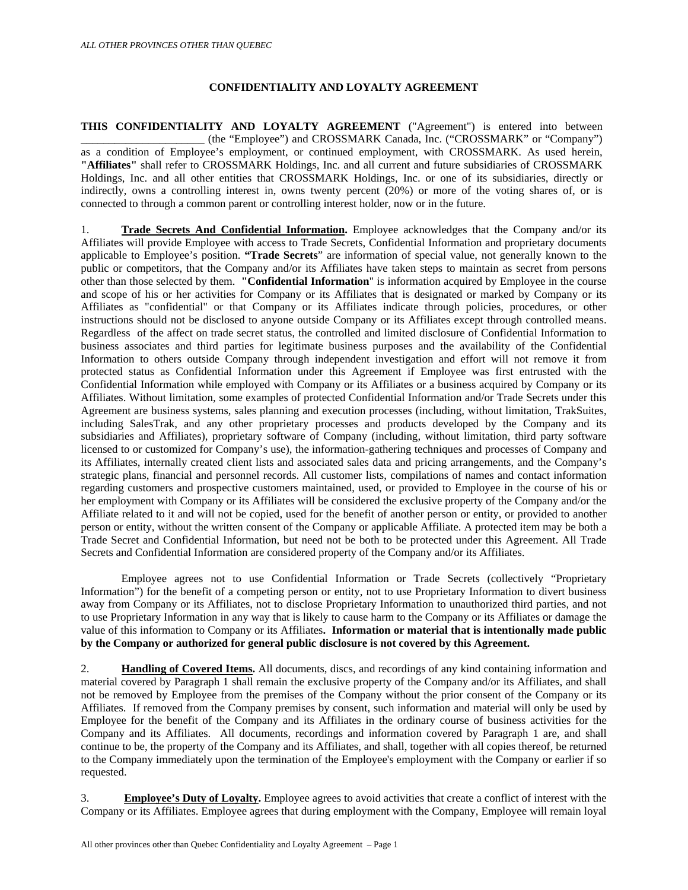# CONFIDENTIALITY AND LOYALTY AGREEMENT

**THIS CONFIDENTIALITY AND LOYALTY AGREEMENT** ("Agreement") is entered into between ______________________ (the "Employee") and CROSSMARK Canada, Inc. ("CROSSMARK" or "Company") as a condition of Employee's employment, or continued employment, with CROSSMARK. As used herein, **"Affiliates"** shall refer to CROSSMARK Holdings, Inc. and all current and future subsidiaries of CROSSMARK Holdings, Inc. and all other entities that CROSSMARK Holdings, Inc. or one of its subsidiaries, directly or indirectly, owns a controlling interest in, owns twenty percent (20%) or more of the voting shares of, or is connected to through a common parent or controlling interest holder, now or in the future.

1. **Trade Secrets And Confidential Information.** Employee acknowledges that the Company and/or its Affiliates will provide Employee with access to Trade Secrets, Confidential Information and proprietary documents applicable to Employee's position. **"Trade Secrets"** are information of special value, not generally known to the public or competitors, that the Company and/or its Affiliates have taken steps to maintain as secret from persons other than those selected by them. **"Confidential Information"** is information acquired by Employee in the course and scope of his or her activities for Company or its Affiliates that is designated or marked by Company or its Affiliates as "confidential" or that Company or its Affiliates indicate through policies, procedures, or other instructions should not be disclosed to anyone outside Company or its Affiliates except through controlled means. Regardless of the affect on trade secret status, the controlled and limited disclosure of Confidential Information to business associates and third parties for legitimate business purposes and the availability of the Confidential Information to others outside Company through independent investigation and effort will not remove it from protected status as Confidential Information under this Agreement if Employee was first entrusted with the Confidential Information while employed with Company or its Affiliates or a business acquired by Company or its Affiliates. Without limitation, some examples of protected Confidential Information and/or Trade Secrets under this Agreement are business systems, sales planning and execution processes (including, without limitation, TrakSuites, including SalesTrak, and any other proprietary processes and products developed by the Company and its subsidiaries and Affiliates), proprietary software of Company (including, without limitation, third party software licensed to or customized for Company's use), the information-gathering techniques and processes of Company and its Affiliates, internally created client lists and associated sales data and pricing arrangements, and the Company's strategic plans, financial and personnel records. All customer lists, compilations of names and contact information regarding customers and prospective customers maintained, used, or provided to Employee in the course of his or her employment with Company or its Affiliates will be considered the exclusive property of the Company and/or the Affiliate related to it and will not be copied, used for the benefit of another person or entity, or provided to another person or entity, without the written consent of the Company or applicable Affiliate. A protected item may be both a Trade Secret and Confidential Information, but need not be both to be protected under this Agreement. All Trade Secrets and Confidential Information are considered property of the Company and/or its Affiliates.

Employee agrees not to use Confidential Information or Trade Secrets (collectively "Proprietary Information") for the benefit of a competing person or entity, not to use Proprietary Information to divert business away from Company or its Affiliates, not to disclose Proprietary Information to unauthorized third parties, and not to use Proprietary Information in any way that is likely to cause harm to the Company or its Affiliates or damage the value of this information to Company or its Affiliates. **Information or material that is intentionally made public by the Company or authorized for general public disclosure is not covered by this Agreement.**

2. **Handling of Covered Items.** All documents, discs, and recordings of any kind containing information and material covered by Paragraph 1 shall remain the exclusive property of the Company and/or its Affiliates, and shall not be removed by Employee from the premises of the Company without the prior consent of the Company or its Affiliates. If removed from the Company premises by consent, such information and material will only be used by Employee for the benefit of the Company and its Affiliates in the ordinary course of business activities for the Company and its Affiliates. All documents, recordings and information covered by Paragraph 1 are, and shall continue to be, the property of the Company and its Affiliates, and shall, together with all copies thereof, be returned to the Company immediately upon the termination of the Employee's employment with the Company or earlier if so requested.

3. **Employee's Duty of Loyalty.** Employee agrees to avoid activities that create a conflict of interest with the Company or its Affiliates. Employee agrees that during employment with the Company, Employee will remain loyal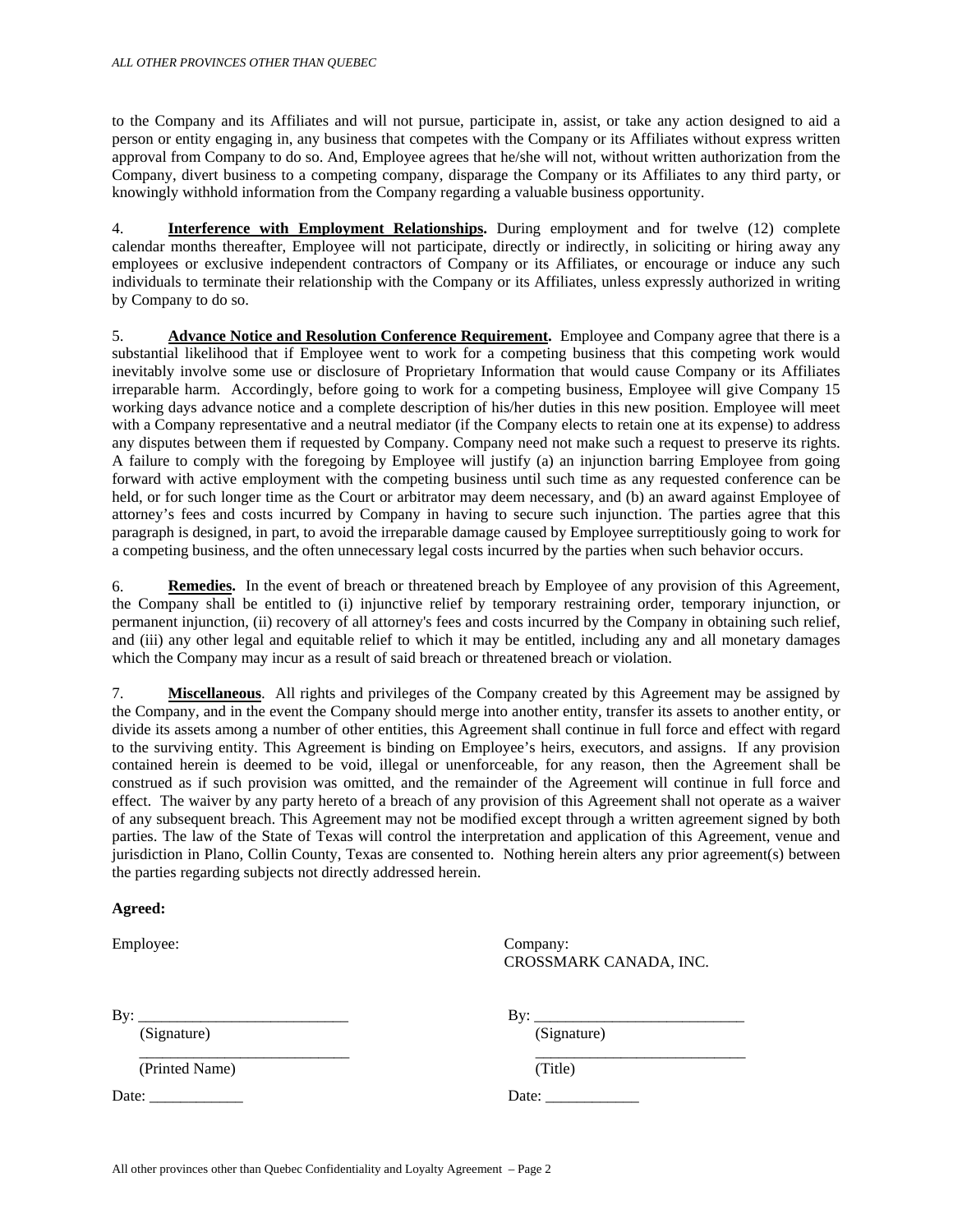to the Company and its Affiliates and will not pursue, participate in, assist, or take any action designed to aid a person or entity engaging in, any business that competes with the Company or its Affiliates without express written approval from Company to do so. And, Employee agrees that he/she will not, without written authorization from the Company, divert business to a competing company, disparage the Company or its Affiliates to any third party, or knowingly withhold information from the Company regarding a valuable business opportunity.

4. **Interference with Employment Relationships.** During employment and for twelve (12) complete calendar months thereafter, Employee will not participate, directly or indirectly, in soliciting or hiring away any employees or exclusive independent contractors of Company or its Affiliates, or encourage or induce any such individuals to terminate their relationship with the Company or its Affiliates, unless expressly authorized in writing by Company to do so.

5. **Advance Notice and Resolution Conference Requirement.** Employee and Company agree that there is a substantial likelihood that if Employee went to work for a competing business that this competing work would inevitably involve some use or disclosure of Proprietary Information that would cause Company or its Affiliates irreparable harm. Accordingly, before going to work for a competing business, Employee will give Company 15 working days advance notice and a complete description of his/her duties in this new position. Employee will meet with a Company representative and a neutral mediator (if the Company elects to retain one at its expense) to address any disputes between them if requested by Company. Company need not make such a request to preserve its rights. A failure to comply with the foregoing by Employee will justify (a) an injunction barring Employee from going forward with active employment with the competing business until such time as any requested conference can be held, or for such longer time as the Court or arbitrator may deem necessary, and (b) an award against Employee of attorney's fees and costs incurred by Company in having to secure such injunction. The parties agree that this paragraph is designed, in part, to avoid the irreparable damage caused by Employee surreptitiously going to work for a competing business, and the often unnecessary legal costs incurred by the parties when such behavior occurs.

6. **Remedies.** In the event of breach or threatened breach by Employee of any provision of this Agreement, the Company shall be entitled to (i) injunctive relief by temporary restraining order, temporary injunction, or permanent injunction, (ii) recovery of all attorney's fees and costs incurred by the Company in obtaining such relief, and (iii) any other legal and equitable relief to which it may be entitled, including any and all monetary damages which the Company may incur as a result of said breach or threatened breach or violation.

7. **Miscellaneous**. All rights and privileges of the Company created by this Agreement may be assigned by the Company, and in the event the Company should merge into another entity, transfer its assets to another entity, or divide its assets among a number of other entities, this Agreement shall continue in full force and effect with regard to the surviving entity. This Agreement is binding on Employee's heirs, executors, and assigns. If any provision contained herein is deemed to be void, illegal or unenforceable, for any reason, then the Agreement shall be construed as if such provision was omitted, and the remainder of the Agreement will continue in full force and effect. The waiver by any party hereto of a breach of any provision of this Agreement shall not operate as a waiver of any subsequent breach. This Agreement may not be modified except through a written agreement signed by both parties. The law of the State of Texas will control the interpretation and application of this Agreement, venue and jurisdiction in Plano, Collin County, Texas are consented to. Nothing herein alters any prior agreement(s) between the parties regarding subjects not directly addressed herein.

**Agreed:**

Employee:

By: ___________________________
(Signature)

___________________________
(Printed Name)

Date: ____________

Company:
CROSSMARK CANADA, INC.

By: ___________________________
(Signature)

___________________________
(Title)

Date: ____________